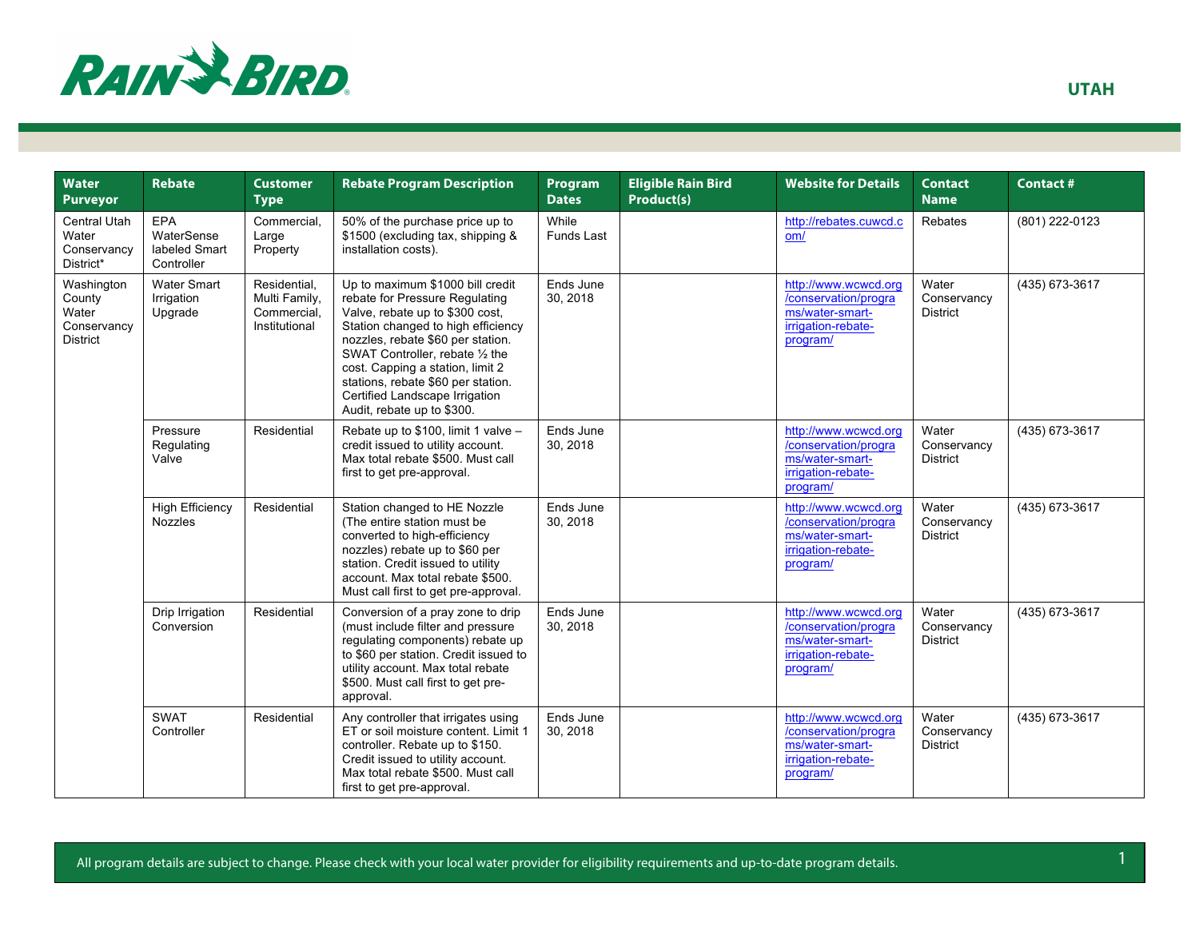# UTAH

| Water Purveyor | Rebate | Customer Type | Rebate Program Description | Program Dates | Eligible Rain Bird Product(s) | Website for Details | Contact Name | Contact # |
|---|---|---|---|---|---|---|---|---|
| Central Utah Water Conservancy District* | EPA WaterSense labeled Smart Controller | Commercial, Large Property | 50% of the purchase price up to $1500 (excluding tax, shipping & installation costs). | While Funds Last | | http://rebates.cuwcd.com/ | Rebates | (801) 222-0123 |
| Washington County Water Conservancy District | Water Smart Irrigation Upgrade | Residential, Multi Family, Commercial, Institutional | Up to maximum $1000 bill credit rebate for Pressure Regulating Valve, rebate up to $300 cost, Station changed to high efficiency nozzles, rebate $60 per station. SWAT Controller, rebate ½ the cost. Capping a station, limit 2 stations, rebate $60 per station. Certified Landscape Irrigation Audit, rebate up to $300. | Ends June 30, 2018 | | http://www.wcwcd.org/conservation/programs/water-smart-irrigation-rebate-program/ | Water Conservancy District | (435) 673-3617 |
| | Pressure Regulating Valve | Residential | Rebate up to $100, limit 1 valve – credit issued to utility account. Max total rebate $500. Must call first to get pre-approval. | Ends June 30, 2018 | | http://www.wcwcd.org/conservation/programs/water-smart-irrigation-rebate-program/ | Water Conservancy District | (435) 673-3617 |
| | High Efficiency Nozzles | Residential | Station changed to HE Nozzle (The entire station must be converted to high-efficiency nozzles) rebate up to $60 per station. Credit issued to utility account. Max total rebate $500. Must call first to get pre-approval. | Ends June 30, 2018 | | http://www.wcwcd.org/conservation/programs/water-smart-irrigation-rebate-program/ | Water Conservancy District | (435) 673-3617 |
| | Drip Irrigation Conversion | Residential | Conversion of a pray zone to drip (must include filter and pressure regulating components) rebate up to $60 per station. Credit issued to utility account. Max total rebate $500. Must call first to get pre-approval. | Ends June 30, 2018 | | http://www.wcwcd.org/conservation/programs/water-smart-irrigation-rebate-program/ | Water Conservancy District | (435) 673-3617 |
| | SWAT Controller | Residential | Any controller that irrigates using ET or soil moisture content. Limit 1 controller. Rebate up to $150. Credit issued to utility account. Max total rebate $500. Must call first to get pre-approval. | Ends June 30, 2018 | | http://www.wcwcd.org/conservation/programs/water-smart-irrigation-rebate-program/ | Water Conservancy District | (435) 673-3617 |

All program details are subject to change. Please check with your local water provider for eligibility requirements and up-to-date program details.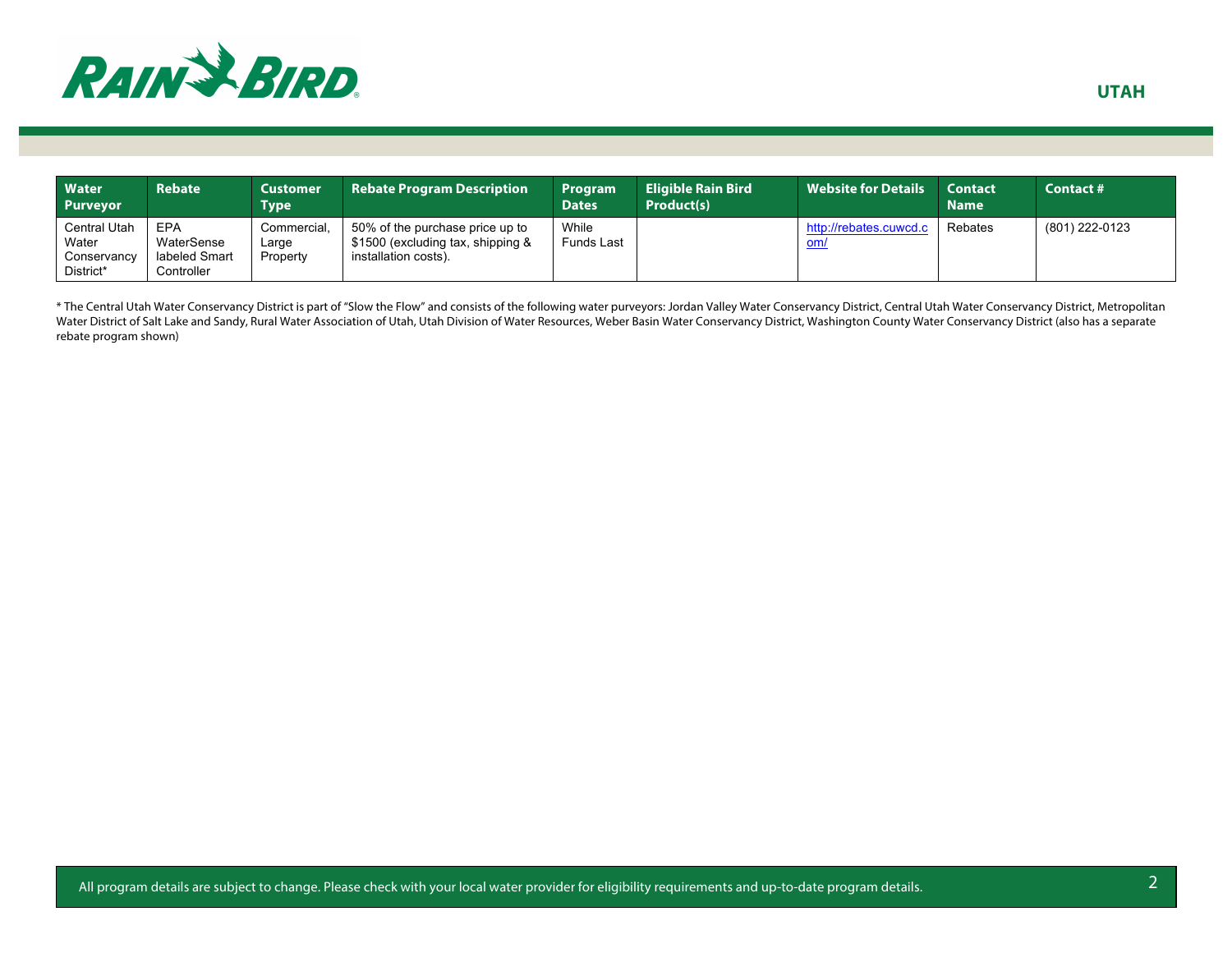UTAH

| Water Purveyor | Rebate | Customer Type | Rebate Program Description | Program Dates | Eligible Rain Bird Product(s) | Website for Details | Contact Name | Contact # |
|---|---|---|---|---|---|---|---|---|
| Central Utah Water Conservancy District* | EPA WaterSense labeled Smart Controller | Commercial, Large Property | 50% of the purchase price up to $1500 (excluding tax, shipping & installation costs). | While Funds Last | | http://rebates.cuwcd.com/ | Rebates | (801) 222-0123 |

* The Central Utah Water Conservancy District is part of "Slow the Flow" and consists of the following water purveyors: Jordan Valley Water Conservancy District, Central Utah Water Conservancy District, Metropolitan Water District of Salt Lake and Sandy, Rural Water Association of Utah, Utah Division of Water Resources, Weber Basin Water Conservancy District, Washington County Water Conservancy District (also has a separate rebate program shown)

All program details are subject to change. Please check with your local water provider for eligibility requirements and up-to-date program details.